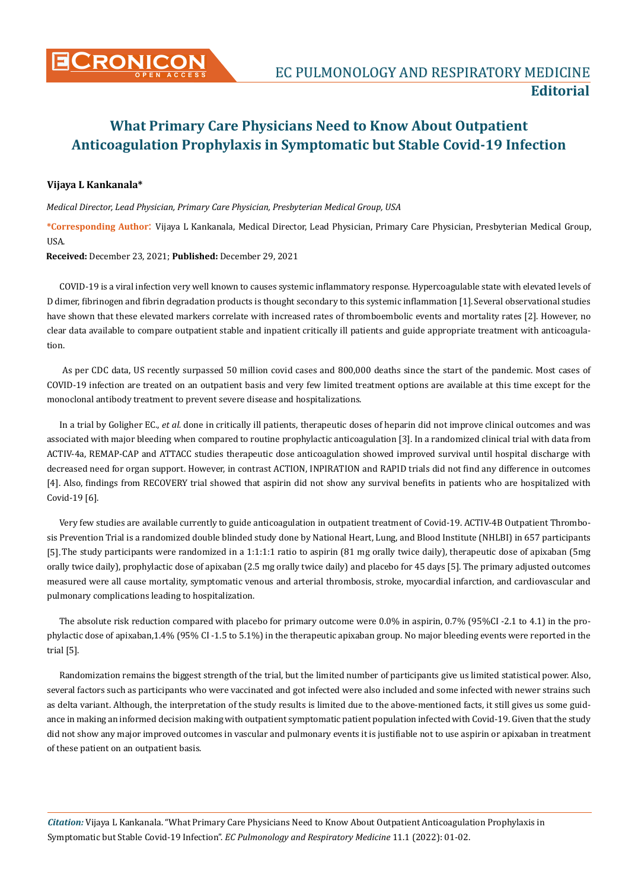# What Primary Care Physicians Need to Know About Outpatient Anticoagulation Prophylaxis in Symptomatic but Stable Covid-19 Infection

**Vijaya L Kankanala***

*Medical Director, Lead Physician, Primary Care Physician, Presbyterian Medical Group, USA*

**\*Corresponding Author:** Vijaya L Kankanala, Medical Director, Lead Physician, Primary Care Physician, Presbyterian Medical Group, USA.

**Received:** December 23, 2021; **Published:** December 29, 2021

COVID-19 is a viral infection very well known to causes systemic inflammatory response. Hypercoagulable state with elevated levels of D dimer, fibrinogen and fibrin degradation products is thought secondary to this systemic inflammation [1]. Several observational studies have shown that these elevated markers correlate with increased rates of thromboembolic events and mortality rates [2]. However, no clear data available to compare outpatient stable and inpatient critically ill patients and guide appropriate treatment with anticoagulation.

As per CDC data, US recently surpassed 50 million covid cases and 800,000 deaths since the start of the pandemic. Most cases of COVID-19 infection are treated on an outpatient basis and very few limited treatment options are available at this time except for the monoclonal antibody treatment to prevent severe disease and hospitalizations.

In a trial by Goligher EC., *et al.* done in critically ill patients, therapeutic doses of heparin did not improve clinical outcomes and was associated with major bleeding when compared to routine prophylactic anticoagulation [3]. In a randomized clinical trial with data from ACTIV-4a, REMAP-CAP and ATTACC studies therapeutic dose anticoagulation showed improved survival until hospital discharge with decreased need for organ support. However, in contrast ACTION, INPIRATION and RAPID trials did not find any difference in outcomes [4]. Also, findings from RECOVERY trial showed that aspirin did not show any survival benefits in patients who are hospitalized with Covid-19 [6].

Very few studies are available currently to guide anticoagulation in outpatient treatment of Covid-19. ACTIV-4B Outpatient Thrombosis Prevention Trial is a randomized double blinded study done by National Heart, Lung, and Blood Institute (NHLBI) in 657 participants [5]. The study participants were randomized in a 1:1:1:1 ratio to aspirin (81 mg orally twice daily), therapeutic dose of apixaban (5mg orally twice daily), prophylactic dose of apixaban (2.5 mg orally twice daily) and placebo for 45 days [5]. The primary adjusted outcomes measured were all cause mortality, symptomatic venous and arterial thrombosis, stroke, myocardial infarction, and cardiovascular and pulmonary complications leading to hospitalization.

The absolute risk reduction compared with placebo for primary outcome were 0.0% in aspirin, 0.7% (95%CI -2.1 to 4.1) in the prophylactic dose of apixaban,1.4% (95% CI -1.5 to 5.1%) in the therapeutic apixaban group. No major bleeding events were reported in the trial [5].

Randomization remains the biggest strength of the trial, but the limited number of participants give us limited statistical power. Also, several factors such as participants who were vaccinated and got infected were also included and some infected with newer strains such as delta variant. Although, the interpretation of the study results is limited due to the above-mentioned facts, it still gives us some guidance in making an informed decision making with outpatient symptomatic patient population infected with Covid-19. Given that the study did not show any major improved outcomes in vascular and pulmonary events it is justifiable not to use aspirin or apixaban in treatment of these patient on an outpatient basis.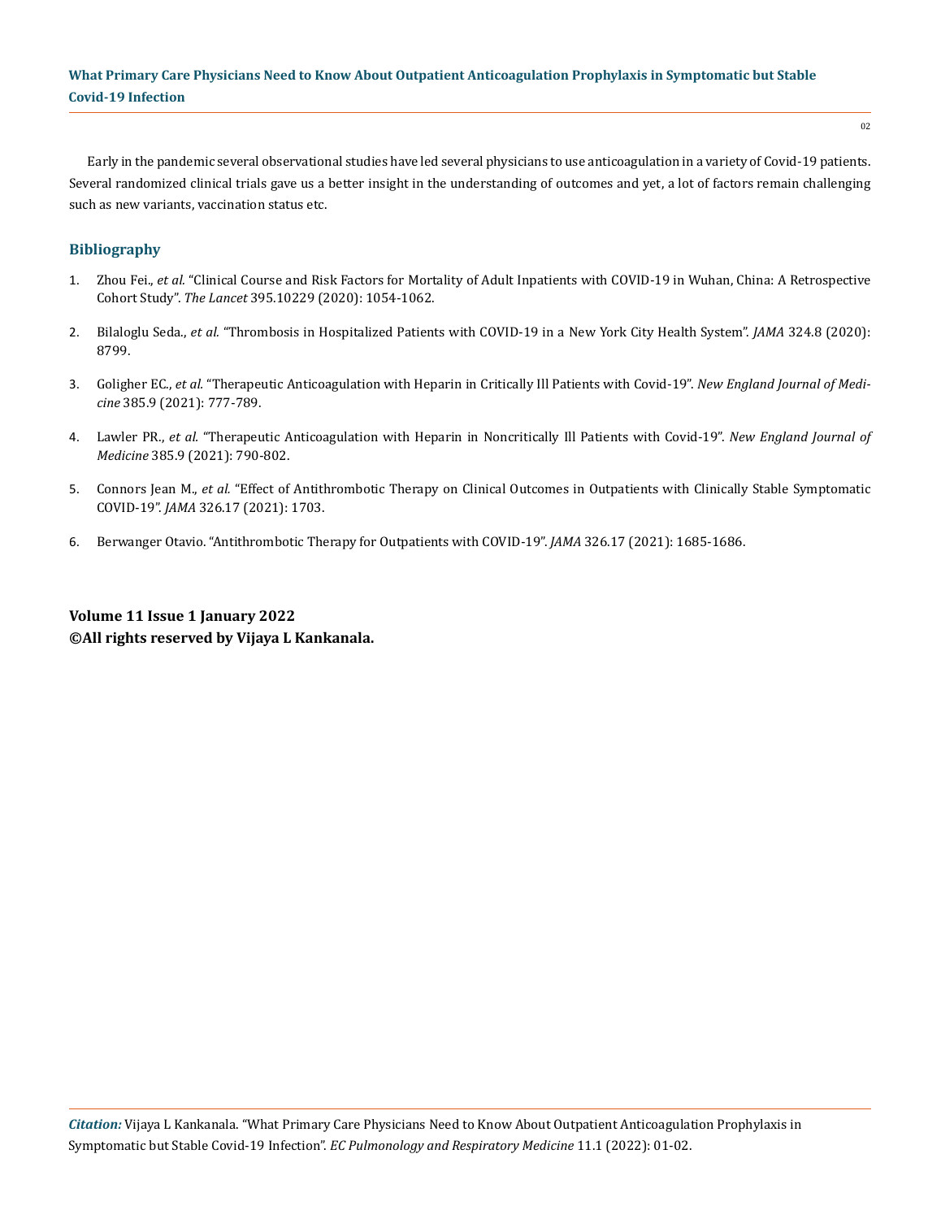Early in the pandemic several observational studies have led several physicians to use anticoagulation in a variety of Covid-19 patients. Several randomized clinical trials gave us a better insight in the understanding of outcomes and yet, a lot of factors remain challenging such as new variants, vaccination status etc.

## Bibliography

1. Zhou Fei., *et al.* "Clinical Course and Risk Factors for Mortality of Adult Inpatients with COVID-19 in Wuhan, China: A Retrospective Cohort Study". *The Lancet* 395.10229 (2020): 1054-1062.
2. Bilaloglu Seda., *et al.* "Thrombosis in Hospitalized Patients with COVID-19 in a New York City Health System". *JAMA* 324.8 (2020): 8799.
3. Goligher EC., *et al.* "Therapeutic Anticoagulation with Heparin in Critically Ill Patients with Covid-19". *New England Journal of Medicine* 385.9 (2021): 777-789.
4. Lawler PR., *et al.* "Therapeutic Anticoagulation with Heparin in Noncritically Ill Patients with Covid-19". *New England Journal of Medicine* 385.9 (2021): 790-802.
5. Connors Jean M., *et al.* "Effect of Antithrombotic Therapy on Clinical Outcomes in Outpatients with Clinically Stable Symptomatic COVID-19". *JAMA* 326.17 (2021): 1703.
6. Berwanger Otavio. "Antithrombotic Therapy for Outpatients with COVID-19". *JAMA* 326.17 (2021): 1685-1686.

**Volume 11 Issue 1 January 2022**
**©All rights reserved by Vijaya L Kankanala.**